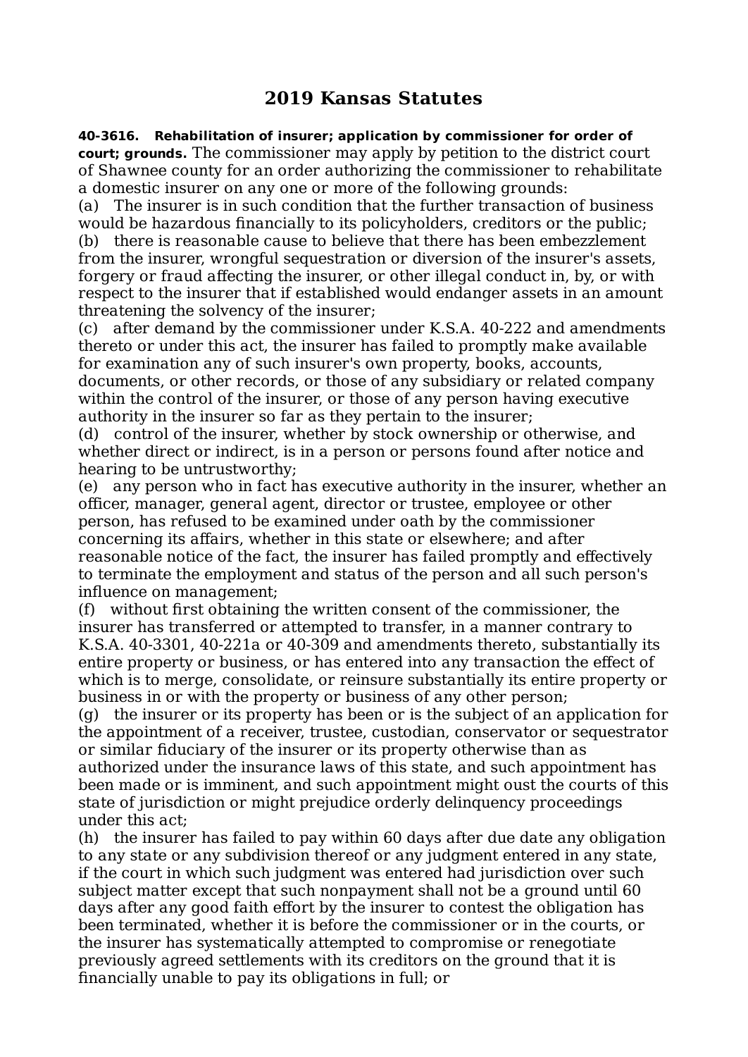# 2019 Kansas Statutes

**40-3616. Rehabilitation of insurer; application by commissioner for order of court; grounds.** The commissioner may apply by petition to the district court of Shawnee county for an order authorizing the commissioner to rehabilitate a domestic insurer on any one or more of the following grounds:

(a) The insurer is in such condition that the further transaction of business would be hazardous financially to its policyholders, creditors or the public;

(b) there is reasonable cause to believe that there has been embezzlement from the insurer, wrongful sequestration or diversion of the insurer's assets, forgery or fraud affecting the insurer, or other illegal conduct in, by, or with respect to the insurer that if established would endanger assets in an amount threatening the solvency of the insurer;

(c) after demand by the commissioner under K.S.A. 40-222 and amendments thereto or under this act, the insurer has failed to promptly make available for examination any of such insurer's own property, books, accounts, documents, or other records, or those of any subsidiary or related company within the control of the insurer, or those of any person having executive authority in the insurer so far as they pertain to the insurer;

(d) control of the insurer, whether by stock ownership or otherwise, and whether direct or indirect, is in a person or persons found after notice and hearing to be untrustworthy;

(e) any person who in fact has executive authority in the insurer, whether an officer, manager, general agent, director or trustee, employee or other person, has refused to be examined under oath by the commissioner concerning its affairs, whether in this state or elsewhere; and after reasonable notice of the fact, the insurer has failed promptly and effectively to terminate the employment and status of the person and all such person's influence on management;

(f) without first obtaining the written consent of the commissioner, the insurer has transferred or attempted to transfer, in a manner contrary to K.S.A. 40-3301, 40-221a or 40-309 and amendments thereto, substantially its entire property or business, or has entered into any transaction the effect of which is to merge, consolidate, or reinsure substantially its entire property or business in or with the property or business of any other person;

(g) the insurer or its property has been or is the subject of an application for the appointment of a receiver, trustee, custodian, conservator or sequestrator or similar fiduciary of the insurer or its property otherwise than as authorized under the insurance laws of this state, and such appointment has been made or is imminent, and such appointment might oust the courts of this state of jurisdiction or might prejudice orderly delinquency proceedings under this act;

(h) the insurer has failed to pay within 60 days after due date any obligation to any state or any subdivision thereof or any judgment entered in any state, if the court in which such judgment was entered had jurisdiction over such subject matter except that such nonpayment shall not be a ground until 60 days after any good faith effort by the insurer to contest the obligation has been terminated, whether it is before the commissioner or in the courts, or the insurer has systematically attempted to compromise or renegotiate previously agreed settlements with its creditors on the ground that it is financially unable to pay its obligations in full; or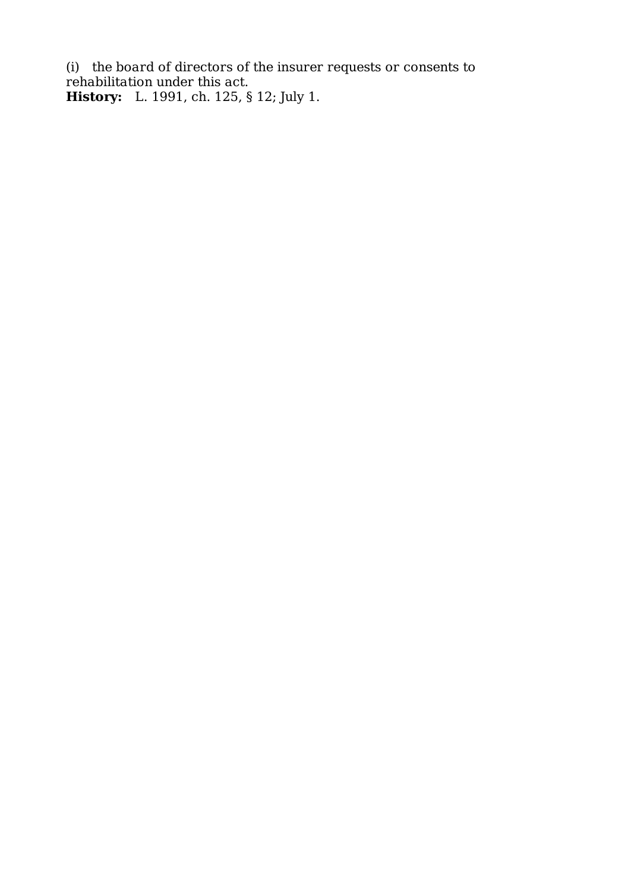(i) the board of directors of the insurer requests or consents to rehabilitation under this act.

**History:** L. 1991, ch. 125, § 12; July 1.